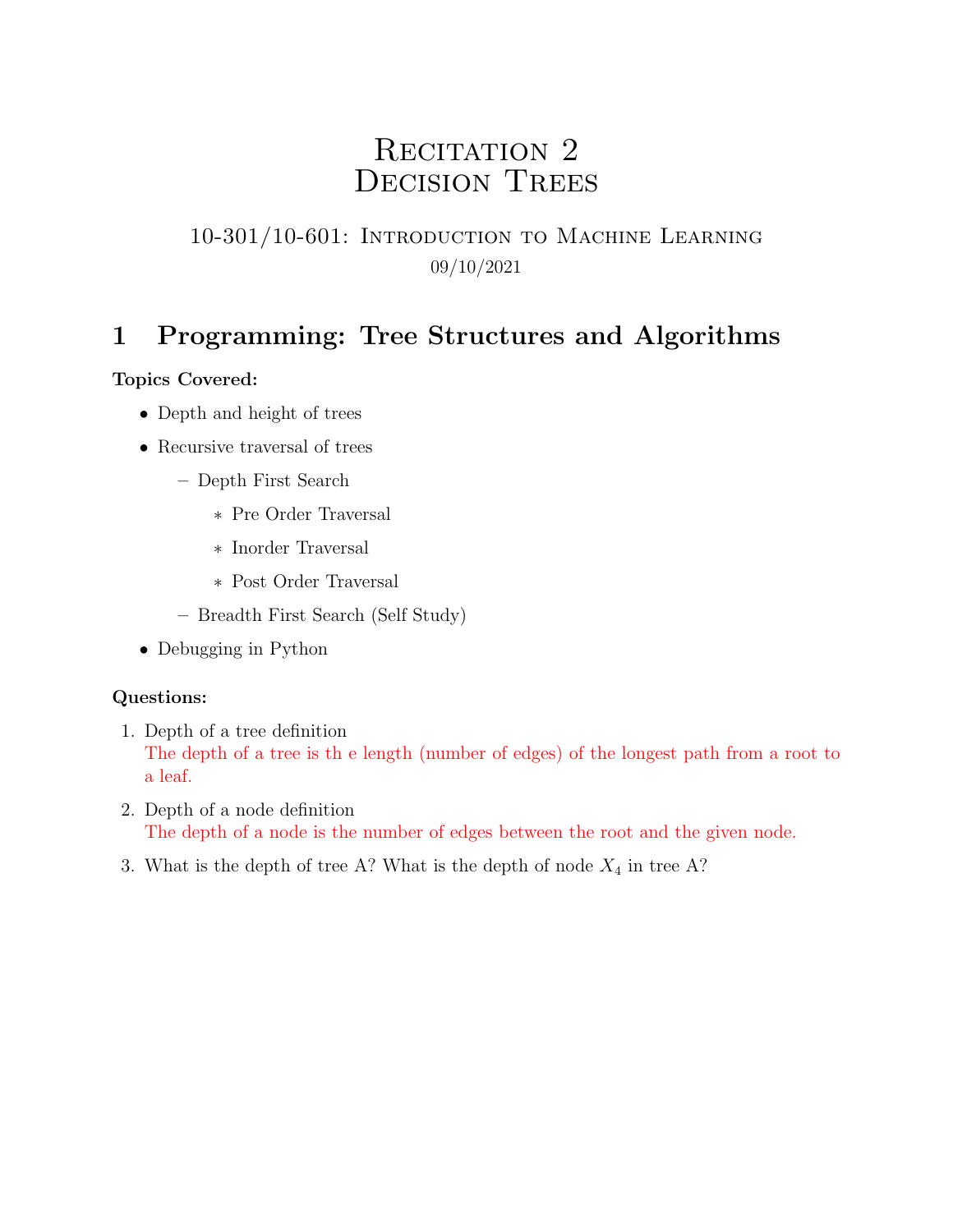# Recitation 2
# Decision Trees

10-301/10-601: Introduction to Machine Learning

09/10/2021

## 1 Programming: Tree Structures and Algorithms

**Topics Covered:**

- Depth and height of trees
- Recursive traversal of trees
  - Depth First Search
    - Pre Order Traversal
    - Inorder Traversal
    - Post Order Traversal
  - Breadth First Search (Self Study)
- Debugging in Python

**Questions:**

1. Depth of a tree definition
   The depth of a tree is th e length (number of edges) of the longest path from a root to a leaf.
2. Depth of a node definition
   The depth of a node is the number of edges between the root and the given node.
3. What is the depth of tree A? What is the depth of node $X_4$ in tree A?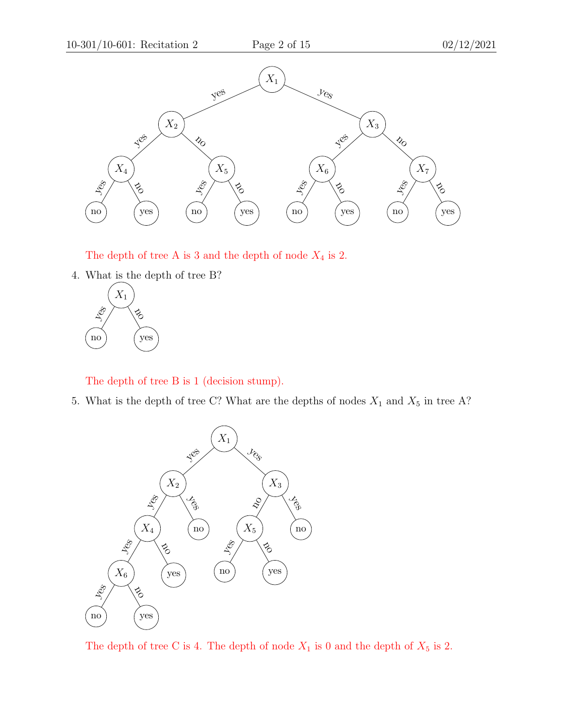The depth of tree A is 3 and the depth of node $X_4$ is 2.

4. What is the depth of tree B?

The depth of tree B is 1 (decision stump).

5. What is the depth of tree C? What are the depths of nodes $X_1$ and $X_5$ in tree A?

The depth of tree C is 4. The depth of node $X_1$ is 0 and the depth of $X_5$ is 2.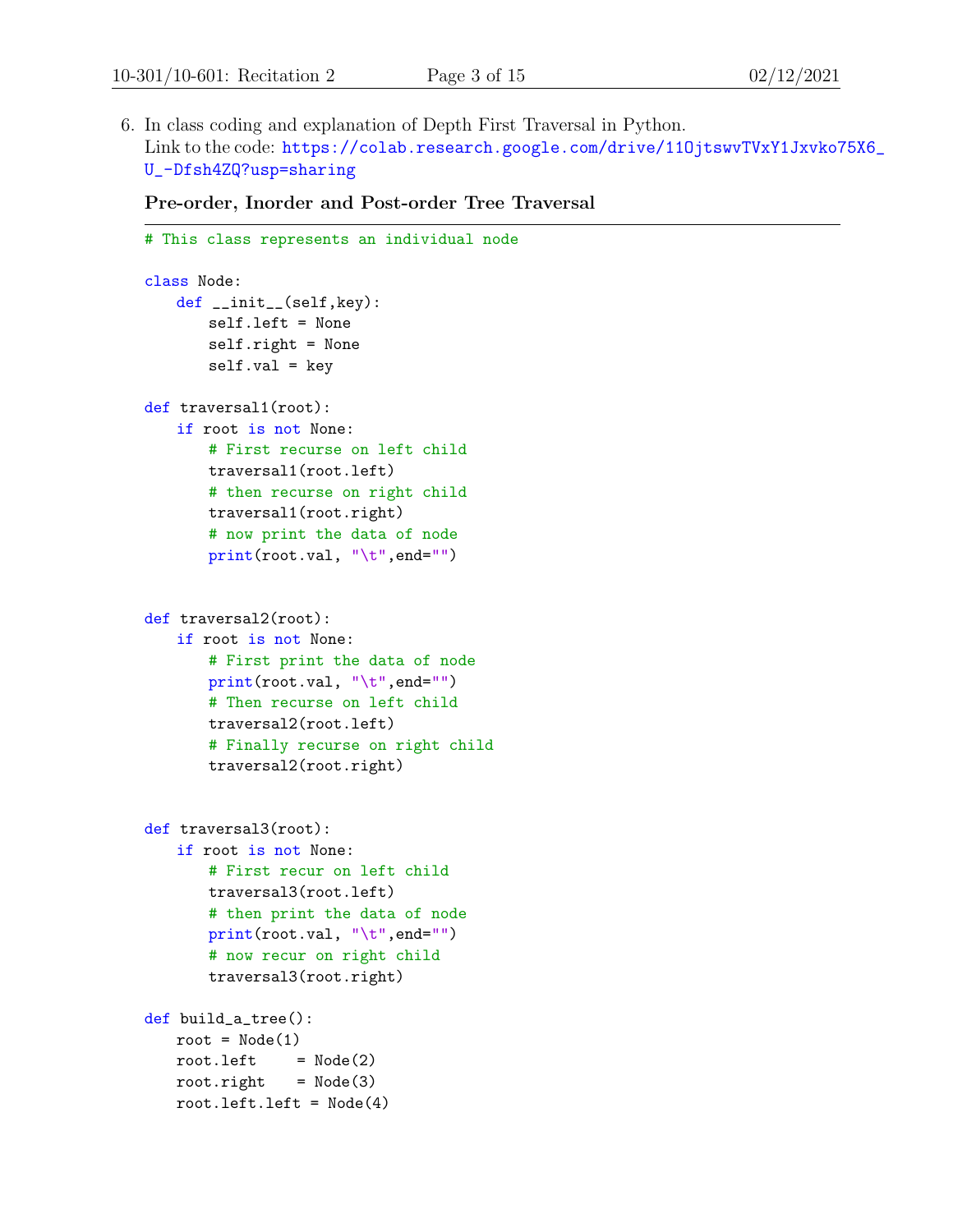6. In class coding and explanation of Depth First Traversal in Python.
   Link to the code: https://colab.research.google.com/drive/11OjtswvTVxY1Jxvko75X6_U_-Dfsh4ZQ?usp=sharing

**Pre-order, Inorder and Post-order Tree Traversal**

---

```python
# This class represents an individual node

class Node:
    def __init__(self,key):
        self.left = None
        self.right = None
        self.val = key

def traversal1(root):
    if root is not None:
        # First recurse on left child
        traversal1(root.left)
        # then recurse on right child
        traversal1(root.right)
        # now print the data of node
        print(root.val, "\t",end="")


def traversal2(root):
    if root is not None:
        # First print the data of node
        print(root.val, "\t",end="")
        # Then recurse on left child
        traversal2(root.left)
        # Finally recurse on right child
        traversal2(root.right)


def traversal3(root):
    if root is not None:
        # First recur on left child
        traversal3(root.left)
        # then print the data of node
        print(root.val, "\t",end="")
        # now recur on right child
        traversal3(root.right)

def build_a_tree():
    root = Node(1)
    root.left     = Node(2)
    root.right    = Node(3)
    root.left.left = Node(4)
```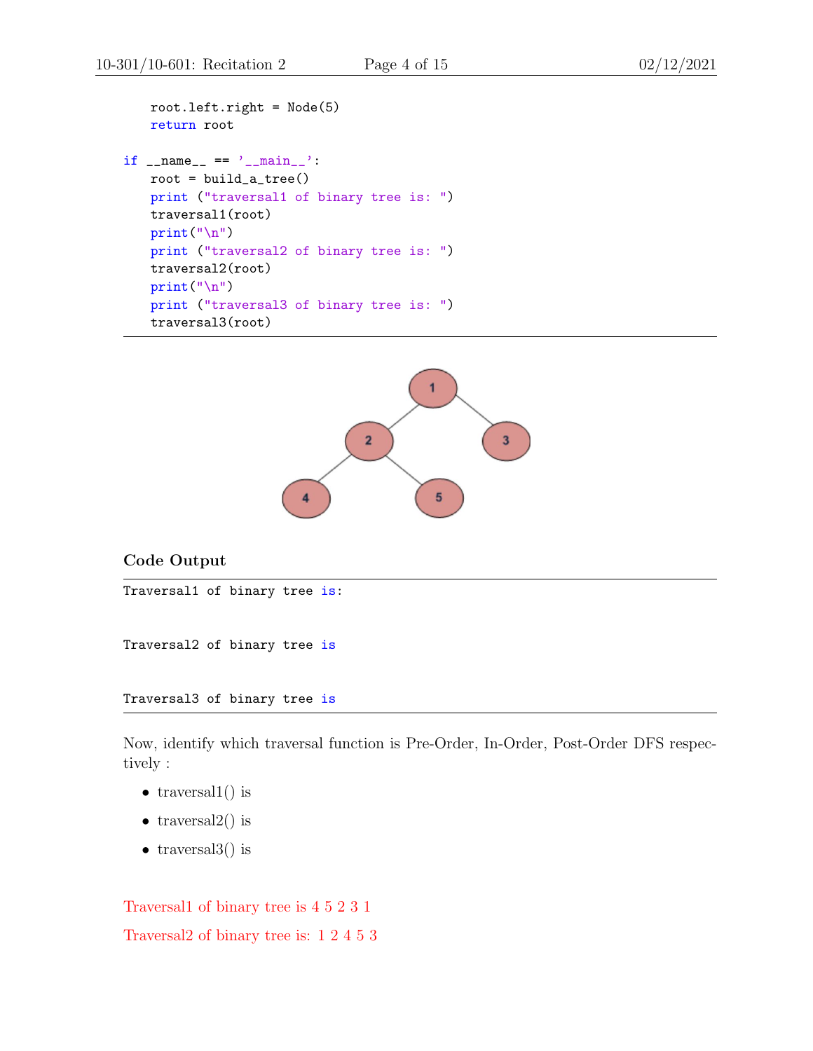```python
    root.left.right = Node(5)
    return root

if __name__ == '__main__':
    root = build_a_tree()
    print ("traversal1 of binary tree is: ")
    traversal1(root)
    print("\n")
    print ("traversal2 of binary tree is: ")
    traversal2(root)
    print("\n")
    print ("traversal3 of binary tree is: ")
    traversal3(root)
```

**Code Output**

```
Traversal1 of binary tree is:


Traversal2 of binary tree is


Traversal3 of binary tree is
```

Now, identify which traversal function is Pre-Order, In-Order, Post-Order DFS respectively :

- traversal1() is
- traversal2() is
- traversal3() is

Traversal1 of binary tree is 4 5 2 3 1

Traversal2 of binary tree is: 1 2 4 5 3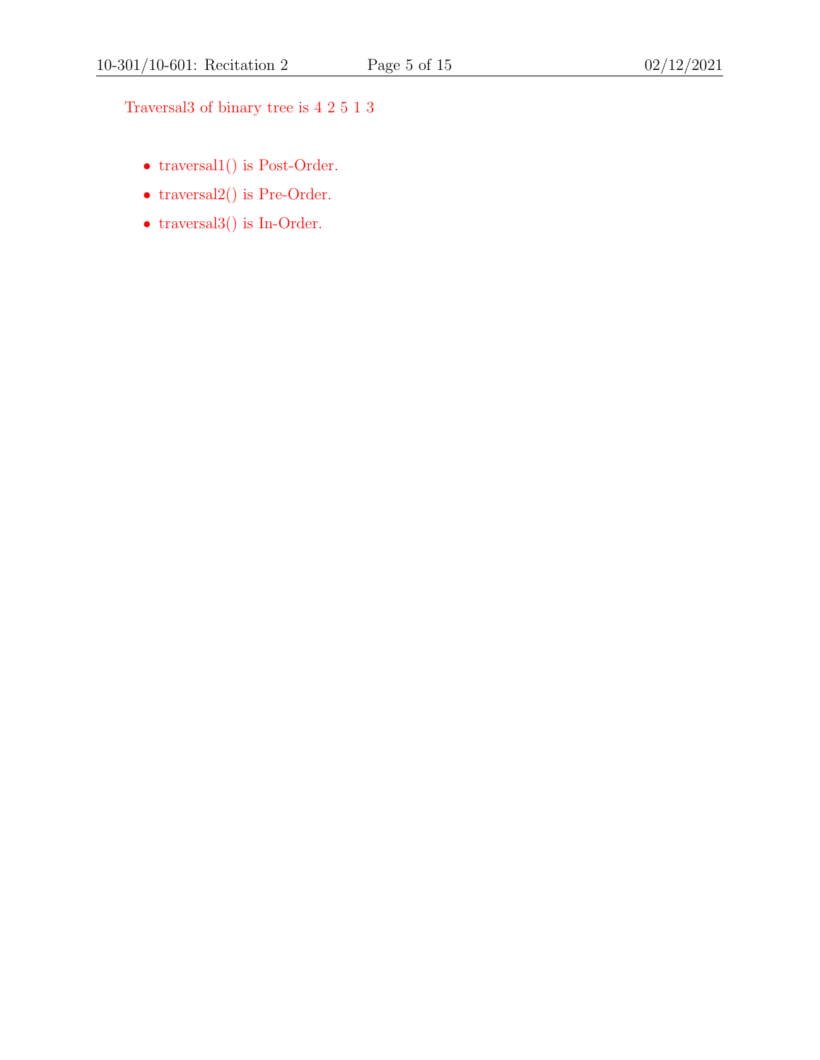Traversal3 of binary tree is 4 2 5 1 3

- traversal1() is Post-Order.
- traversal2() is Pre-Order.
- traversal3() is In-Order.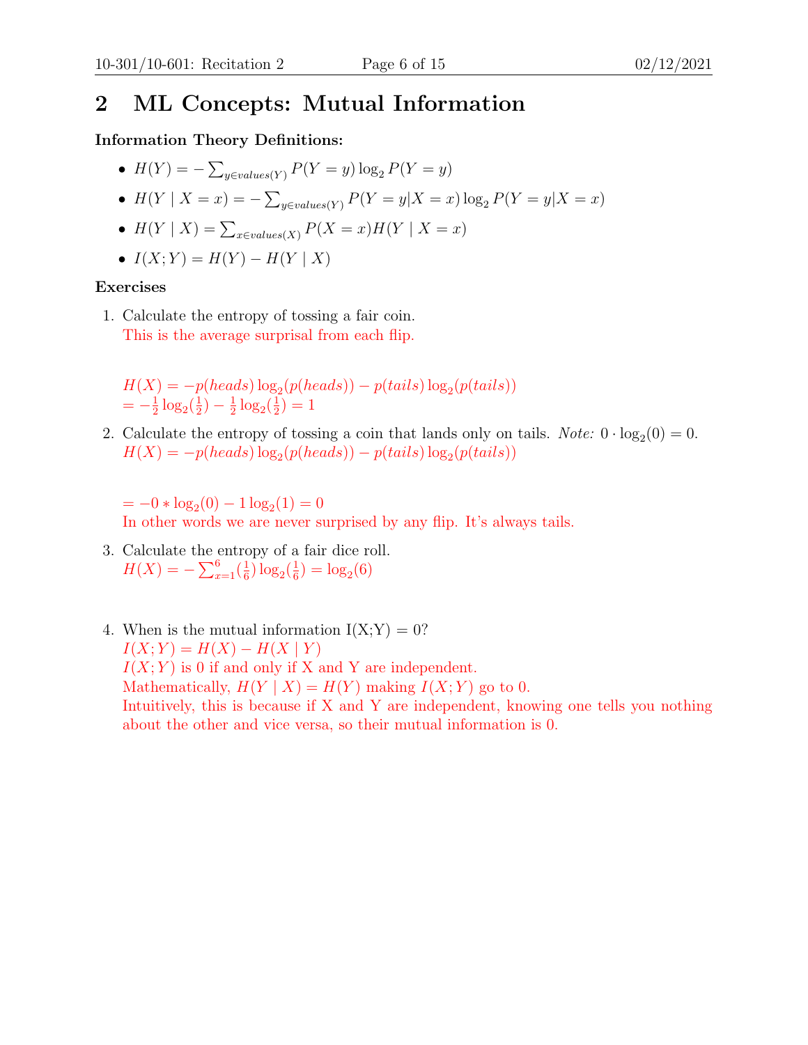## 2 ML Concepts: Mutual Information

**Information Theory Definitions:**

- $H(Y) = -\sum_{y \in values(Y)} P(Y = y) \log_2 P(Y = y)$
- $H(Y \mid X = x) = -\sum_{y \in values(Y)} P(Y = y|X = x) \log_2 P(Y = y|X = x)$
- $H(Y \mid X) = \sum_{x \in values(X)} P(X = x) H(Y \mid X = x)$
- $I(X; Y) = H(Y) - H(Y \mid X)$

**Exercises**

1. Calculate the entropy of tossing a fair coin.
   This is the average surprisal from each flip.

   $H(X) = -p(heads)\log_2(p(heads)) - p(tails)\log_2(p(tails))$
   $= -\frac{1}{2}\log_2(\frac{1}{2}) - \frac{1}{2}\log_2(\frac{1}{2}) = 1$

2. Calculate the entropy of tossing a coin that lands only on tails. *Note:* $0 \cdot \log_2(0) = 0$.
   $H(X) = -p(heads)\log_2(p(heads)) - p(tails)\log_2(p(tails))$

   $= -0 * \log_2(0) - 1\log_2(1) = 0$
   In other words we are never surprised by any flip. It's always tails.

3. Calculate the entropy of a fair dice roll.
   $H(X) = -\sum_{x=1}^{6}(\frac{1}{6})\log_2(\frac{1}{6}) = \log_2(6)$

4. When is the mutual information I(X;Y) = 0?
   $I(X; Y) = H(X) - H(X \mid Y)$
   $I(X; Y)$ is 0 if and only if X and Y are independent.
   Mathematically, $H(Y \mid X) = H(Y)$ making $I(X; Y)$ go to 0.
   Intuitively, this is because if X and Y are independent, knowing one tells you nothing about the other and vice versa, so their mutual information is 0.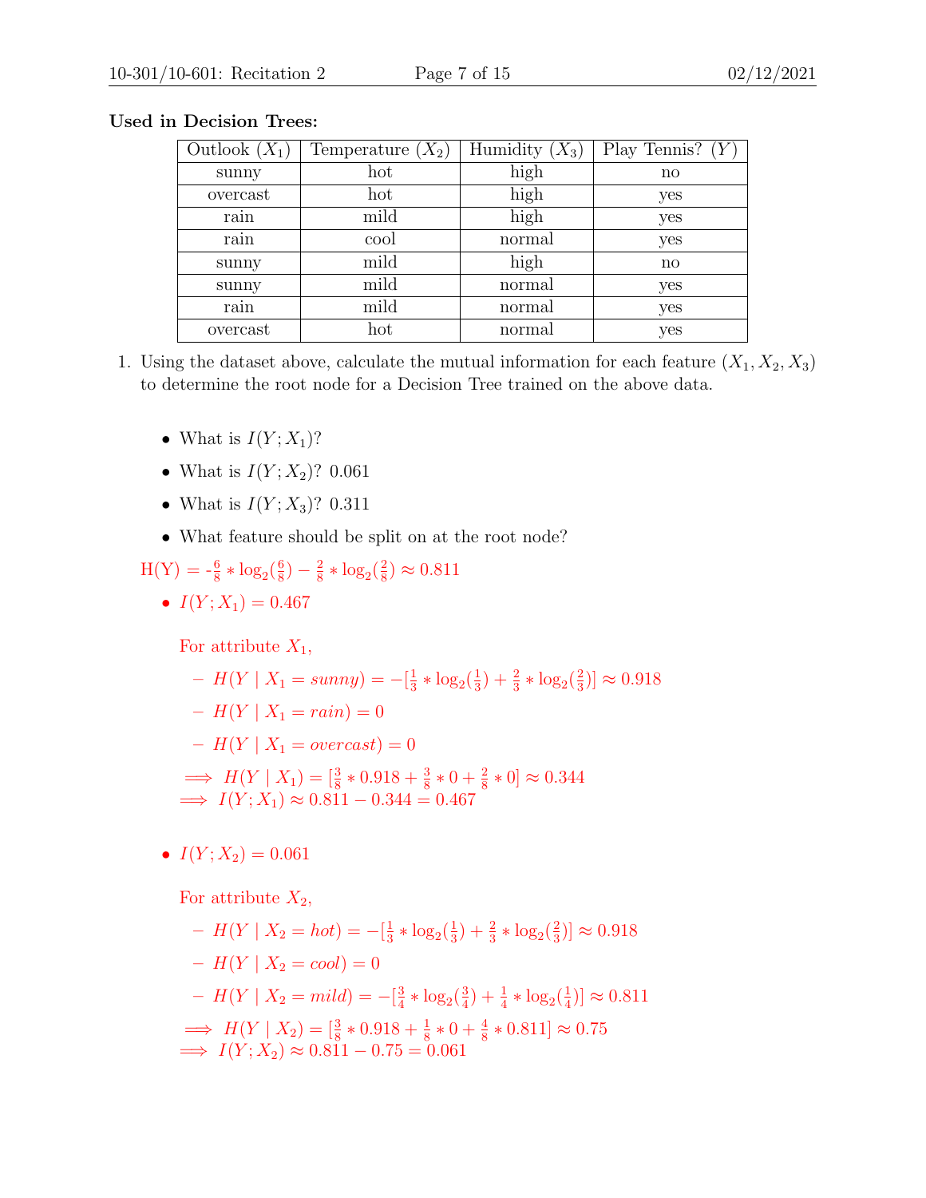**Used in Decision Trees:**

| Outlook ($X_1$) | Temperature ($X_2$) | Humidity ($X_3$) | Play Tennis? ($Y$) |
|---|---|---|---|
| sunny | hot | high | no |
| overcast | hot | high | yes |
| rain | mild | high | yes |
| rain | cool | normal | yes |
| sunny | mild | high | no |
| sunny | mild | normal | yes |
| rain | mild | normal | yes |
| overcast | hot | normal | yes |

1. Using the dataset above, calculate the mutual information for each feature ($X_1, X_2, X_3$) to determine the root node for a Decision Tree trained on the above data.

   - What is $I(Y; X_1)$?
   - What is $I(Y; X_2)$? 0.061
   - What is $I(Y; X_3)$? 0.311
   - What feature should be split on at the root node?

   H(Y) = $-\frac{6}{8} * \log_2(\frac{6}{8}) - \frac{2}{8} * \log_2(\frac{2}{8}) \approx 0.811$

   - $I(Y; X_1) = 0.467$

     For attribute $X_1$,

     - $H(Y \mid X_1 = sunny) = -[\frac{1}{3} * \log_2(\frac{1}{3}) + \frac{2}{3} * \log_2(\frac{2}{3})] \approx 0.918$
     - $H(Y \mid X_1 = rain) = 0$
     - $H(Y \mid X_1 = overcast) = 0$

     $\implies H(Y \mid X_1) = [\frac{3}{8} * 0.918 + \frac{3}{8} * 0 + \frac{2}{8} * 0] \approx 0.344$
     $\implies I(Y; X_1) \approx 0.811 - 0.344 = 0.467$

   - $I(Y; X_2) = 0.061$

     For attribute $X_2$,

     - $H(Y \mid X_2 = hot) = -[\frac{1}{3} * \log_2(\frac{1}{3}) + \frac{2}{3} * \log_2(\frac{2}{3})] \approx 0.918$
     - $H(Y \mid X_2 = cool) = 0$
     - $H(Y \mid X_2 = mild) = -[\frac{3}{4} * \log_2(\frac{3}{4}) + \frac{1}{4} * \log_2(\frac{1}{4})] \approx 0.811$

     $\implies H(Y \mid X_2) = [\frac{3}{8} * 0.918 + \frac{1}{8} * 0 + \frac{4}{8} * 0.811] \approx 0.75$
     $\implies I(Y; X_2) \approx 0.811 - 0.75 = 0.061$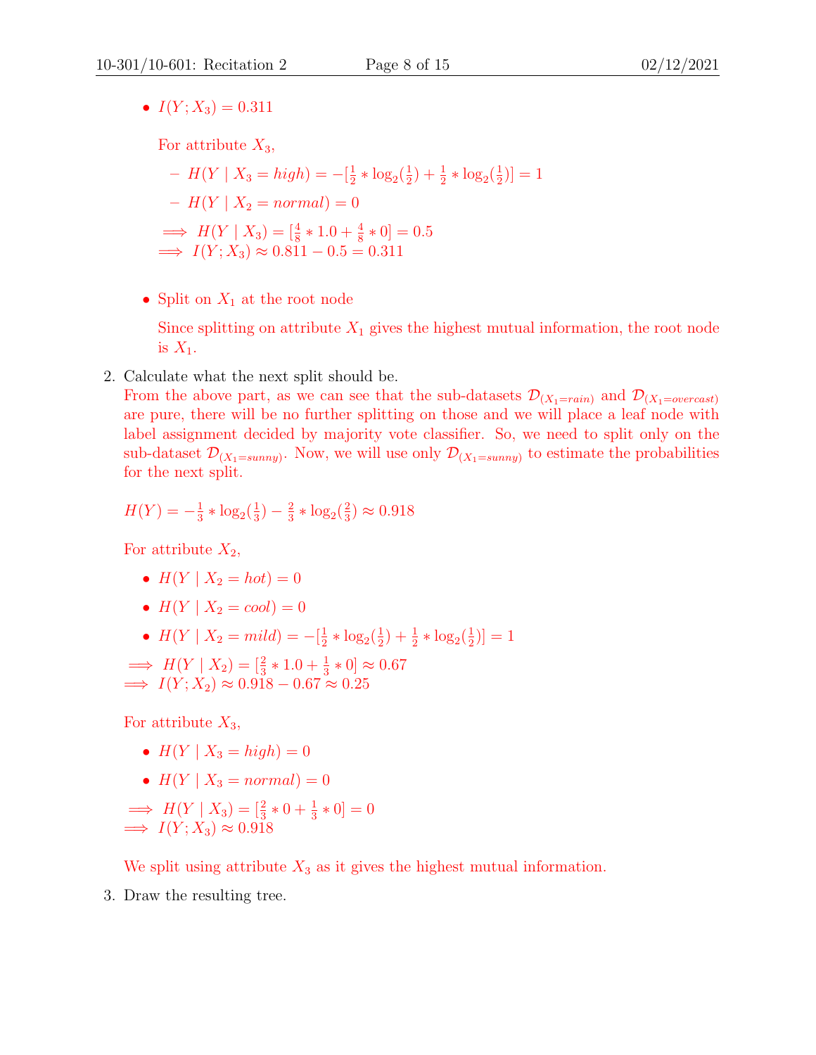- $I(Y; X_3) = 0.311$

  For attribute $X_3$,

  - $H(Y \mid X_3 = high) = -[\frac{1}{2} * \log_2(\frac{1}{2}) + \frac{1}{2} * \log_2(\frac{1}{2})] = 1$
  - $H(Y \mid X_2 = normal) = 0$

  $\implies H(Y \mid X_3) = [\frac{4}{8} * 1.0 + \frac{4}{8} * 0] = 0.5$
  $\implies I(Y; X_3) \approx 0.811 - 0.5 = 0.311$

- Split on $X_1$ at the root node

  Since splitting on attribute $X_1$ gives the highest mutual information, the root node is $X_1$.

2. Calculate what the next split should be.
   From the above part, as we can see that the sub-datasets $\mathcal{D}_{(X_1=rain)}$ and $\mathcal{D}_{(X_1=overcast)}$ are pure, there will be no further splitting on those and we will place a leaf node with label assignment decided by majority vote classifier. So, we need to split only on the sub-dataset $\mathcal{D}_{(X_1=sunny)}$. Now, we will use only $\mathcal{D}_{(X_1=sunny)}$ to estimate the probabilities for the next split.

   $H(Y) = -\frac{1}{3} * \log_2(\frac{1}{3}) - \frac{2}{3} * \log_2(\frac{2}{3}) \approx 0.918$

   For attribute $X_2$,

   - $H(Y \mid X_2 = hot) = 0$
   - $H(Y \mid X_2 = cool) = 0$
   - $H(Y \mid X_2 = mild) = -[\frac{1}{2} * \log_2(\frac{1}{2}) + \frac{1}{2} * \log_2(\frac{1}{2})] = 1$

   $\implies H(Y \mid X_2) = [\frac{2}{3} * 1.0 + \frac{1}{3} * 0] \approx 0.67$
   $\implies I(Y; X_2) \approx 0.918 - 0.67 \approx 0.25$

   For attribute $X_3$,

   - $H(Y \mid X_3 = high) = 0$
   - $H(Y \mid X_3 = normal) = 0$

   $\implies H(Y \mid X_3) = [\frac{2}{3} * 0 + \frac{1}{3} * 0] = 0$
   $\implies I(Y; X_3) \approx 0.918$

   We split using attribute $X_3$ as it gives the highest mutual information.

3. Draw the resulting tree.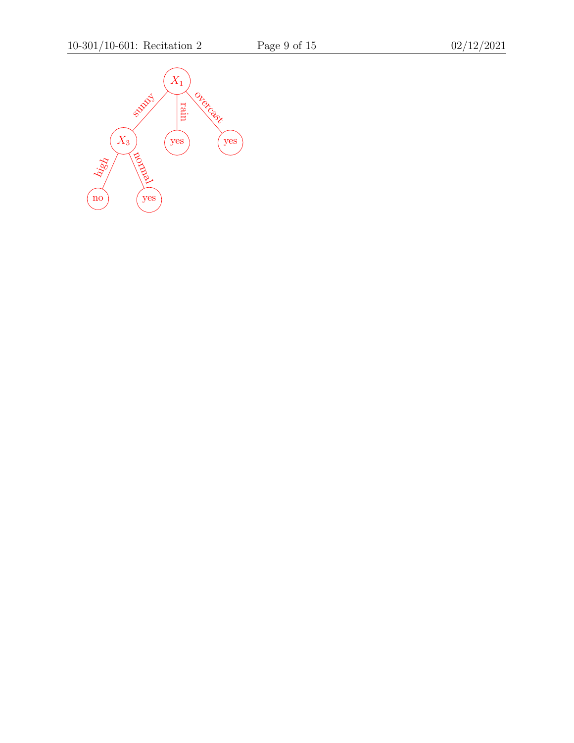- $X_1$
  - sunny → $X_3$
    - high → no
    - normal → yes
  - rain → yes
  - overcast → yes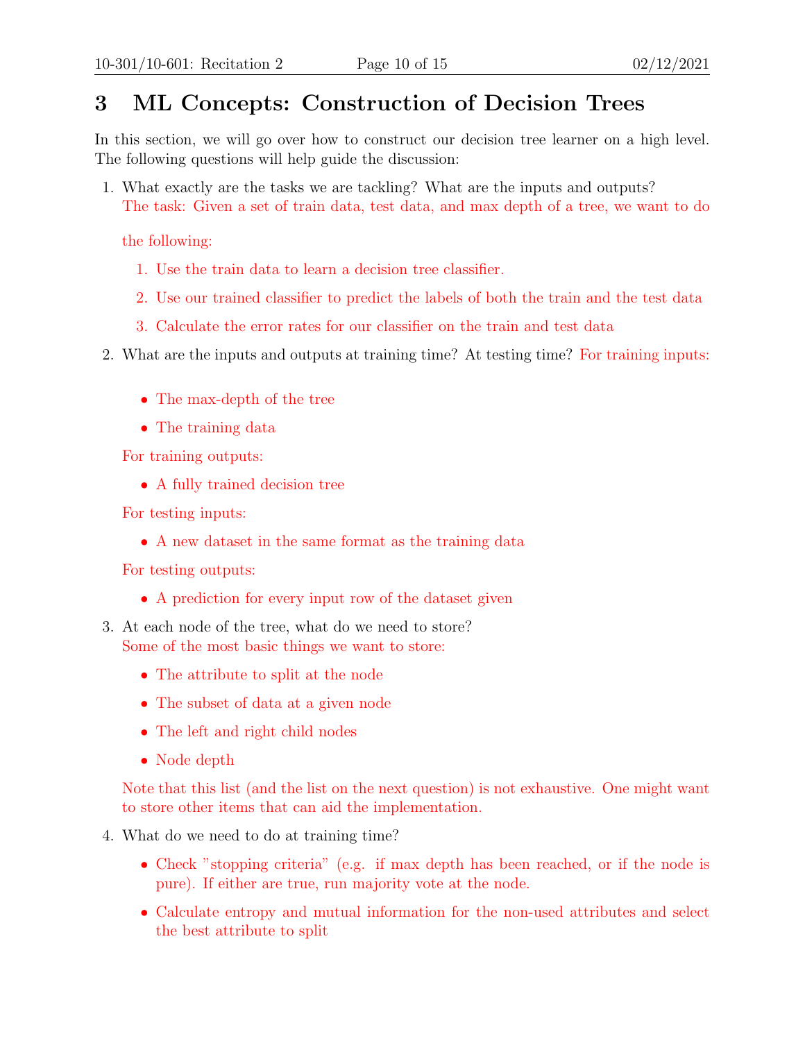# 3 ML Concepts: Construction of Decision Trees

In this section, we will go over how to construct our decision tree learner on a high level. The following questions will help guide the discussion:

1. What exactly are the tasks we are tackling? What are the inputs and outputs?
   The task: Given a set of train data, test data, and max depth of a tree, we want to do the following:

   1. Use the train data to learn a decision tree classifier.
   2. Use our trained classifier to predict the labels of both the train and the test data
   3. Calculate the error rates for our classifier on the train and test data

2. What are the inputs and outputs at training time? At testing time? For training inputs:

   - The max-depth of the tree
   - The training data

   For training outputs:

   - A fully trained decision tree

   For testing inputs:

   - A new dataset in the same format as the training data

   For testing outputs:

   - A prediction for every input row of the dataset given

3. At each node of the tree, what do we need to store?
   Some of the most basic things we want to store:

   - The attribute to split at the node
   - The subset of data at a given node
   - The left and right child nodes
   - Node depth

   Note that this list (and the list on the next question) is not exhaustive. One might want to store other items that can aid the implementation.

4. What do we need to do at training time?

   - Check "stopping criteria" (e.g. if max depth has been reached, or if the node is pure). If either are true, run majority vote at the node.
   - Calculate entropy and mutual information for the non-used attributes and select the best attribute to split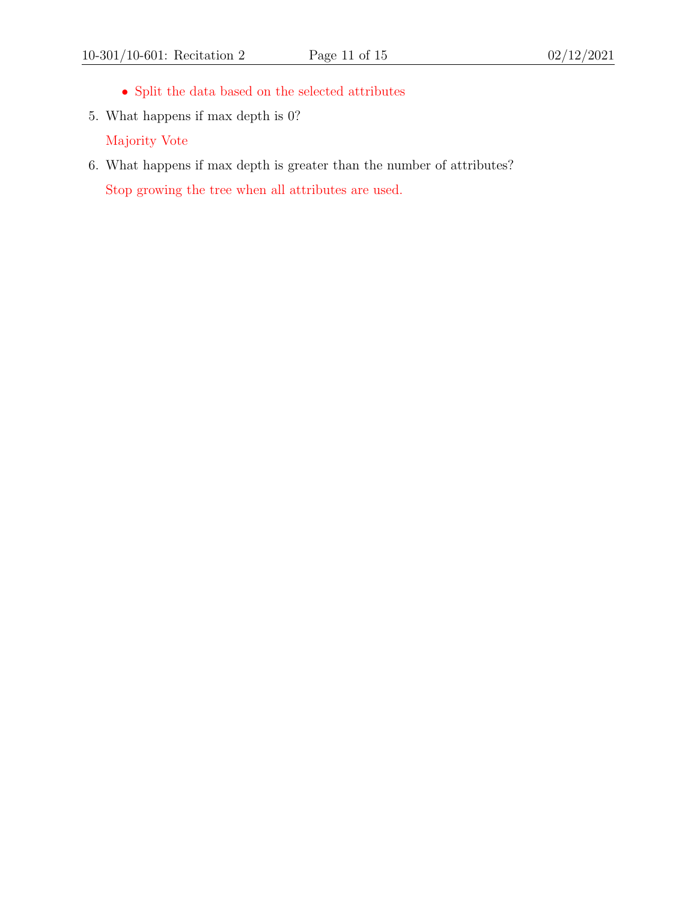- Split the data based on the selected attributes

5. What happens if max depth is 0?

   Majority Vote

6. What happens if max depth is greater than the number of attributes?

   Stop growing the tree when all attributes are used.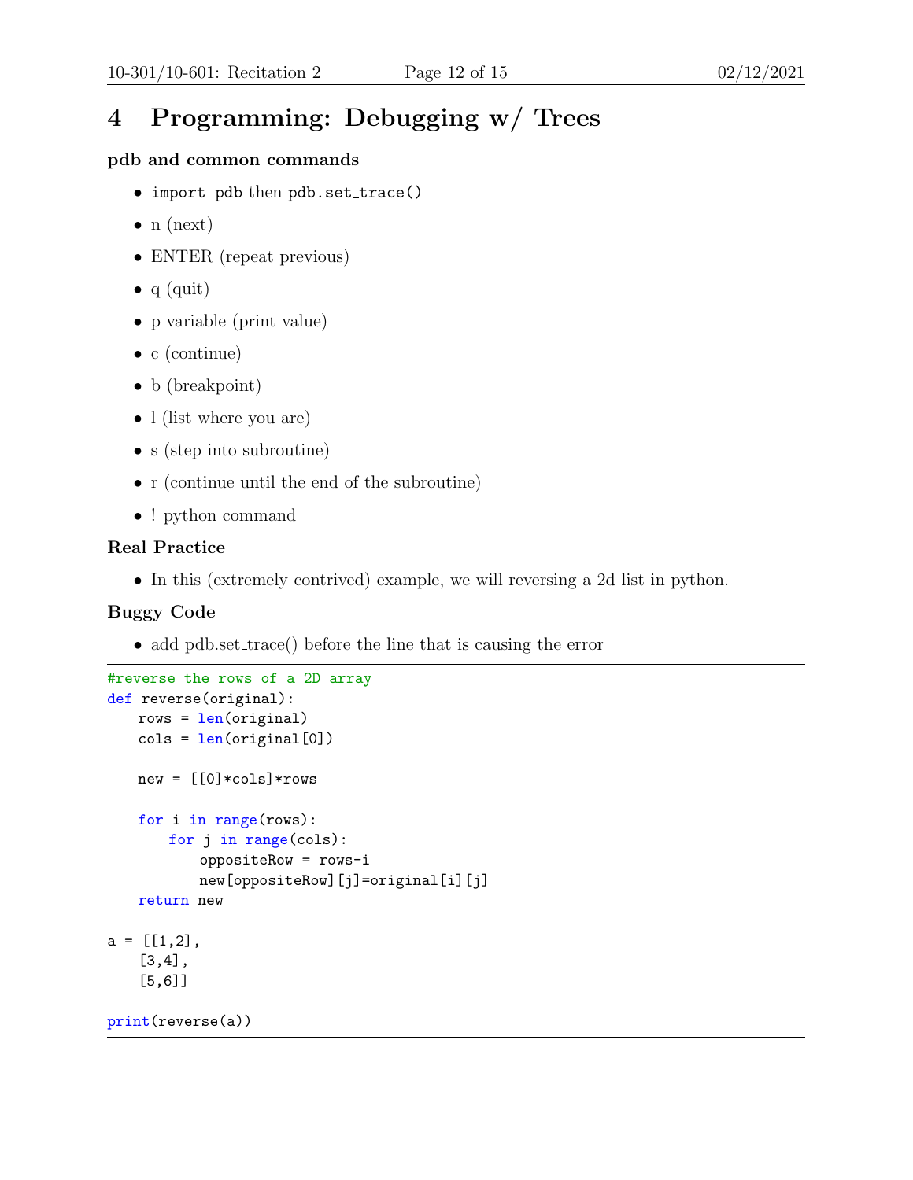# 4 Programming: Debugging w/ Trees

**pdb and common commands**

- `import pdb` then `pdb.set_trace()`
- n (next)
- ENTER (repeat previous)
- q (quit)
- p variable (print value)
- c (continue)
- b (breakpoint)
- l (list where you are)
- s (step into subroutine)
- r (continue until the end of the subroutine)
- ! python command

**Real Practice**

- In this (extremely contrived) example, we will reversing a 2d list in python.

**Buggy Code**

- add pdb.set_trace() before the line that is causing the error

```python
#reverse the rows of a 2D array
def reverse(original):
    rows = len(original)
    cols = len(original[0])

    new = [[0]*cols]*rows

    for i in range(rows):
        for j in range(cols):
            oppositeRow = rows-i
            new[oppositeRow][j]=original[i][j]
    return new

a = [[1,2],
    [3,4],
    [5,6]]

print(reverse(a))
```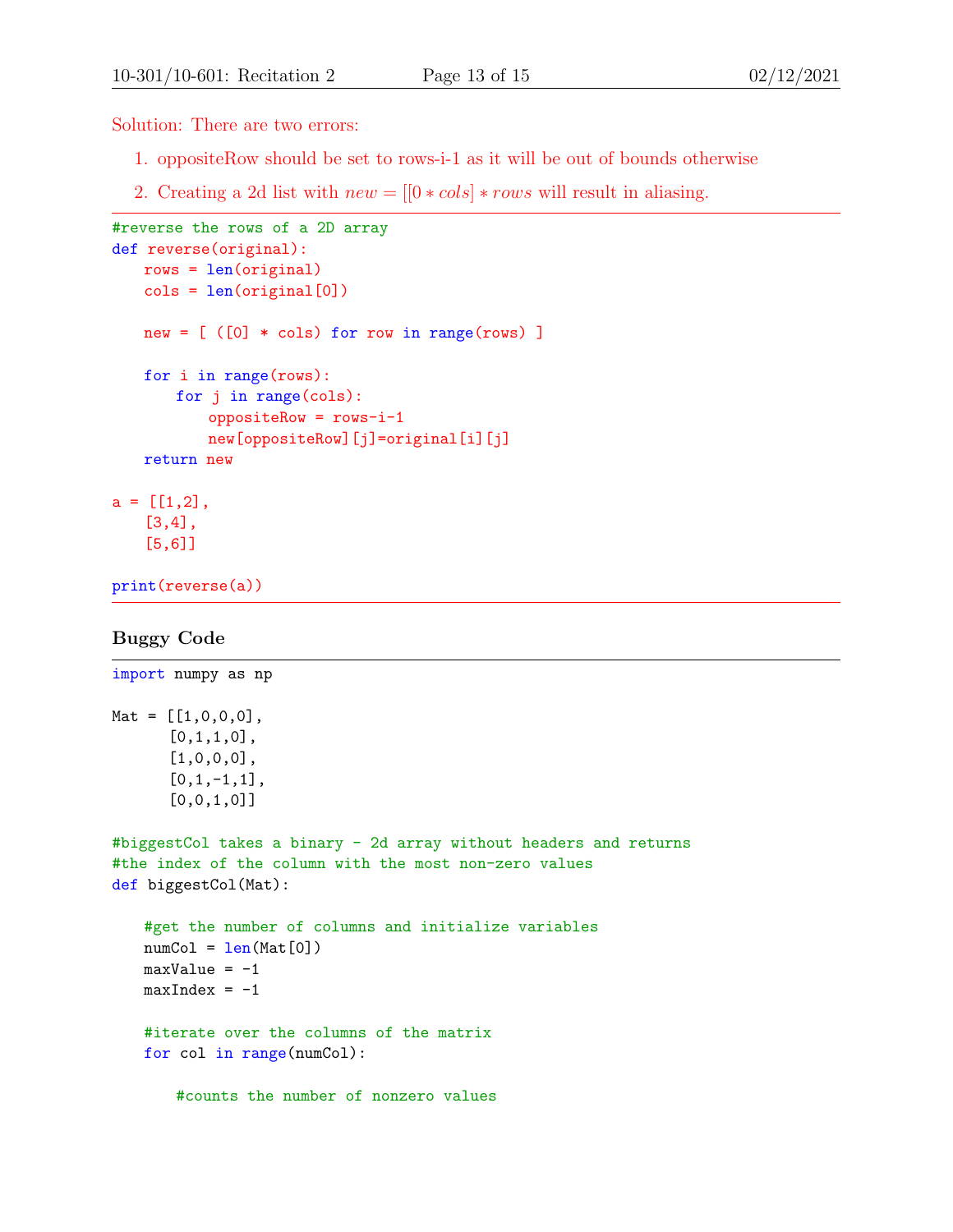Solution: There are two errors:

1. oppositeRow should be set to rows-i-1 as it will be out of bounds otherwise
2. Creating a 2d list with $new = [[0 * cols] * rows$ will result in aliasing.

```
#reverse the rows of a 2D array
def reverse(original):
    rows = len(original)
    cols = len(original[0])

    new = [ ([0] * cols) for row in range(rows) ]

    for i in range(rows):
        for j in range(cols):
            oppositeRow = rows-i-1
            new[oppositeRow][j]=original[i][j]
    return new

a = [[1,2],
    [3,4],
    [5,6]]

print(reverse(a))
```

### Buggy Code

```
import numpy as np

Mat = [[1,0,0,0],
       [0,1,1,0],
       [1,0,0,0],
       [0,1,-1,1],
       [0,0,1,0]]

#biggestCol takes a binary - 2d array without headers and returns
#the index of the column with the most non-zero values
def biggestCol(Mat):

    #get the number of columns and initialize variables
    numCol = len(Mat[0])
    maxValue = -1
    maxIndex = -1

    #iterate over the columns of the matrix
    for col in range(numCol):

        #counts the number of nonzero values
```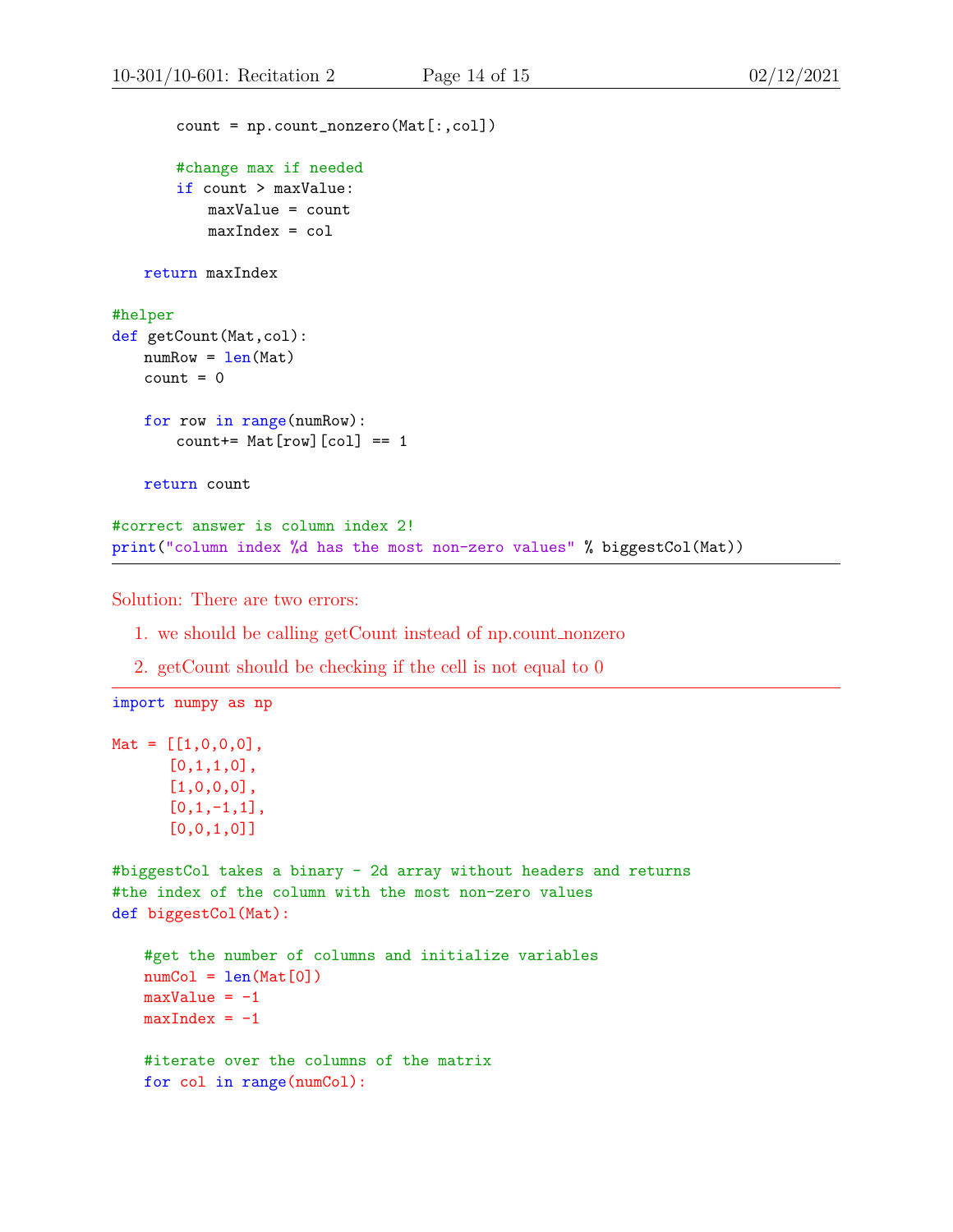```python
        count = np.count_nonzero(Mat[:,col])

        #change max if needed
        if count > maxValue:
            maxValue = count
            maxIndex = col

    return maxIndex

#helper
def getCount(Mat,col):
    numRow = len(Mat)
    count = 0

    for row in range(numRow):
        count+= Mat[row][col] == 1

    return count

#correct answer is column index 2!
print("column index %d has the most non-zero values" % biggestCol(Mat))
```

---

Solution: There are two errors:

1. we should be calling getCount instead of np.count_nonzero
2. getCount should be checking if the cell is not equal to 0

---

```python
import numpy as np

Mat = [[1,0,0,0],
       [0,1,1,0],
       [1,0,0,0],
       [0,1,-1,1],
       [0,0,1,0]]

#biggestCol takes a binary - 2d array without headers and returns
#the index of the column with the most non-zero values
def biggestCol(Mat):

    #get the number of columns and initialize variables
    numCol = len(Mat[0])
    maxValue = -1
    maxIndex = -1

    #iterate over the columns of the matrix
    for col in range(numCol):
```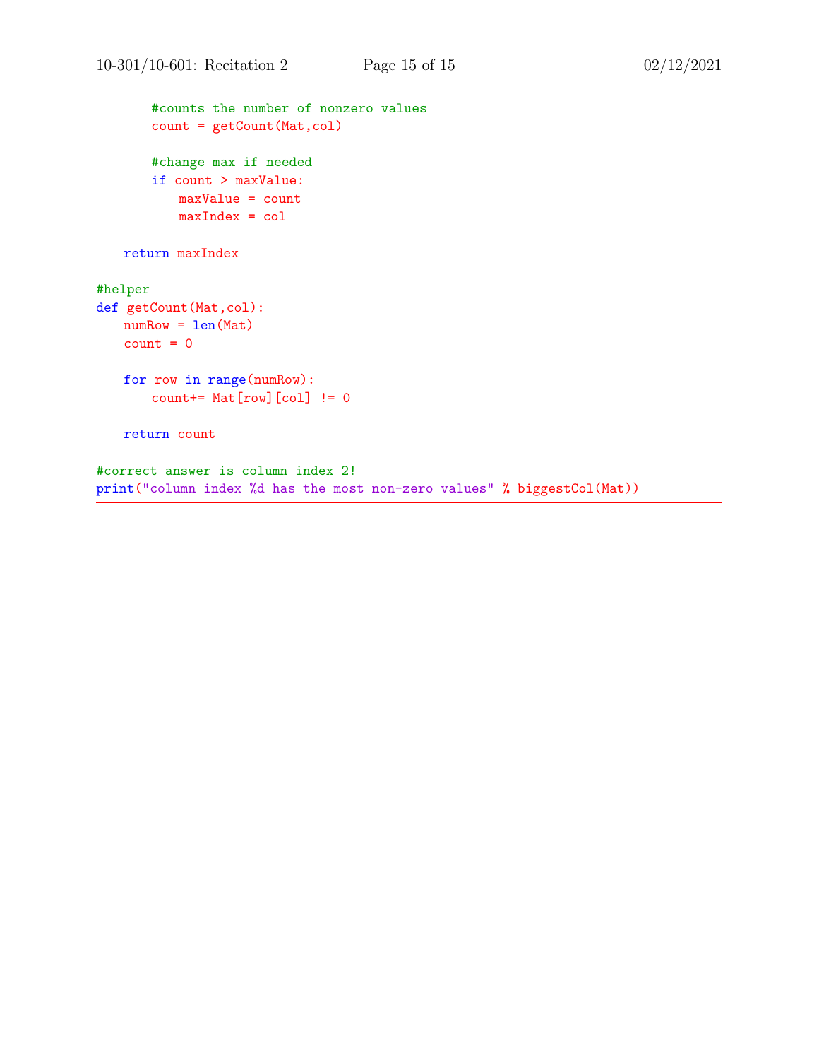```python
        #counts the number of nonzero values
        count = getCount(Mat,col)

        #change max if needed
        if count > maxValue:
            maxValue = count
            maxIndex = col

    return maxIndex

#helper
def getCount(Mat,col):
    numRow = len(Mat)
    count = 0

    for row in range(numRow):
        count+= Mat[row][col] != 0

    return count

#correct answer is column index 2!
print("column index %d has the most non-zero values" % biggestCol(Mat))
```